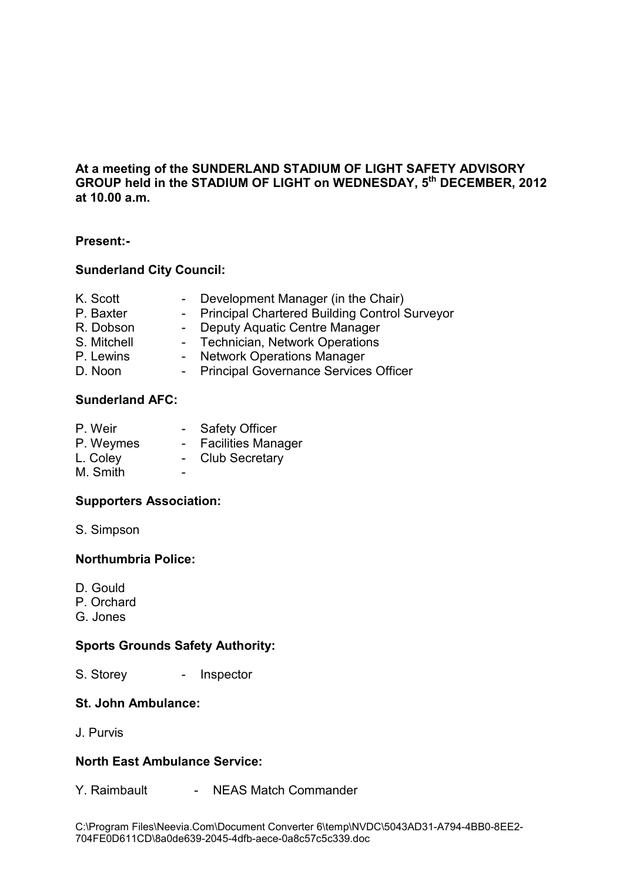**At a meeting of the SUNDERLAND STADIUM OF LIGHT SAFETY ADVISORY GROUP held in the STADIUM OF LIGHT on WEDNESDAY, 5th DECEMBER, 2012 at 10.00 a.m.**

**Present:-**

**Sunderland City Council:**

K. Scott - Development Manager (in the Chair)
P. Baxter - Principal Chartered Building Control Surveyor
R. Dobson - Deputy Aquatic Centre Manager
S. Mitchell - Technician, Network Operations
P. Lewins - Network Operations Manager
D. Noon - Principal Governance Services Officer

**Sunderland AFC:**

P. Weir - Safety Officer
P. Weymes - Facilities Manager
L. Coley - Club Secretary
M. Smith -

**Supporters Association:**

S. Simpson

**Northumbria Police:**

D. Gould
P. Orchard
G. Jones

**Sports Grounds Safety Authority:**

S. Storey - Inspector

**St. John Ambulance:**

J. Purvis

**North East Ambulance Service:**

Y. Raimbault - NEAS Match Commander

C:\Program Files\Neevia.Com\Document Converter 6\temp\NVDC\5043AD31-A794-4BB0-8EE2-704FE0D611CD\8a0de639-2045-4dfb-aece-0a8c57c5c339.doc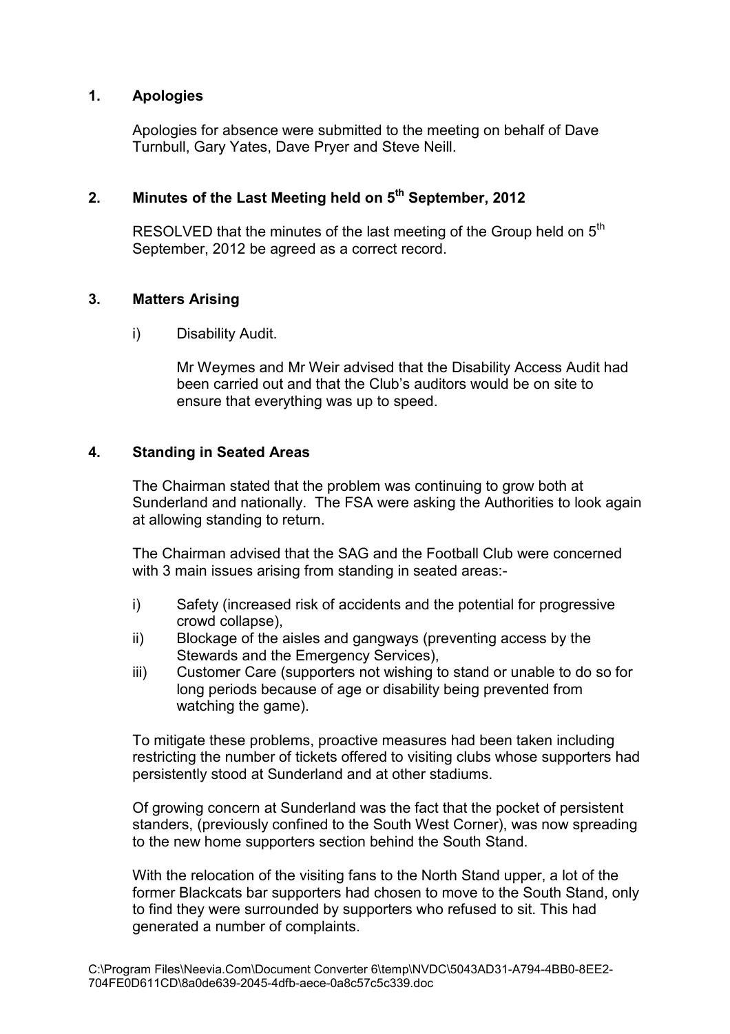## 1. Apologies

Apologies for absence were submitted to the meeting on behalf of Dave Turnbull, Gary Yates, Dave Pryer and Steve Neill.

## 2. Minutes of the Last Meeting held on 5th September, 2012

RESOLVED that the minutes of the last meeting of the Group held on 5th September, 2012 be agreed as a correct record.

## 3. Matters Arising

i) Disability Audit.

Mr Weymes and Mr Weir advised that the Disability Access Audit had been carried out and that the Club's auditors would be on site to ensure that everything was up to speed.

## 4. Standing in Seated Areas

The Chairman stated that the problem was continuing to grow both at Sunderland and nationally. The FSA were asking the Authorities to look again at allowing standing to return.

The Chairman advised that the SAG and the Football Club were concerned with 3 main issues arising from standing in seated areas:-

i) Safety (increased risk of accidents and the potential for progressive crowd collapse),
ii) Blockage of the aisles and gangways (preventing access by the Stewards and the Emergency Services),
iii) Customer Care (supporters not wishing to stand or unable to do so for long periods because of age or disability being prevented from watching the game).

To mitigate these problems, proactive measures had been taken including restricting the number of tickets offered to visiting clubs whose supporters had persistently stood at Sunderland and at other stadiums.

Of growing concern at Sunderland was the fact that the pocket of persistent standers, (previously confined to the South West Corner), was now spreading to the new home supporters section behind the South Stand.

With the relocation of the visiting fans to the North Stand upper, a lot of the former Blackcats bar supporters had chosen to move to the South Stand, only to find they were surrounded by supporters who refused to sit. This had generated a number of complaints.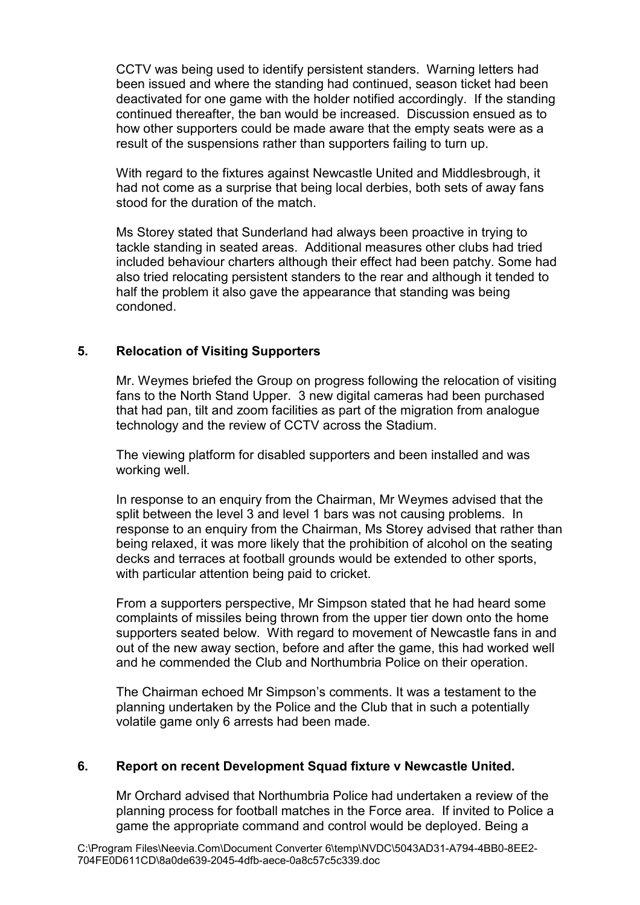CCTV was being used to identify persistent standers. Warning letters had been issued and where the standing had continued, season ticket had been deactivated for one game with the holder notified accordingly. If the standing continued thereafter, the ban would be increased. Discussion ensued as to how other supporters could be made aware that the empty seats were as a result of the suspensions rather than supporters failing to turn up.

With regard to the fixtures against Newcastle United and Middlesbrough, it had not come as a surprise that being local derbies, both sets of away fans stood for the duration of the match.

Ms Storey stated that Sunderland had always been proactive in trying to tackle standing in seated areas. Additional measures other clubs had tried included behaviour charters although their effect had been patchy. Some had also tried relocating persistent standers to the rear and although it tended to half the problem it also gave the appearance that standing was being condoned.

## 5. Relocation of Visiting Supporters

Mr. Weymes briefed the Group on progress following the relocation of visiting fans to the North Stand Upper. 3 new digital cameras had been purchased that had pan, tilt and zoom facilities as part of the migration from analogue technology and the review of CCTV across the Stadium.

The viewing platform for disabled supporters and been installed and was working well.

In response to an enquiry from the Chairman, Mr Weymes advised that the split between the level 3 and level 1 bars was not causing problems. In response to an enquiry from the Chairman, Ms Storey advised that rather than being relaxed, it was more likely that the prohibition of alcohol on the seating decks and terraces at football grounds would be extended to other sports, with particular attention being paid to cricket.

From a supporters perspective, Mr Simpson stated that he had heard some complaints of missiles being thrown from the upper tier down onto the home supporters seated below. With regard to movement of Newcastle fans in and out of the new away section, before and after the game, this had worked well and he commended the Club and Northumbria Police on their operation.

The Chairman echoed Mr Simpson's comments. It was a testament to the planning undertaken by the Police and the Club that in such a potentially volatile game only 6 arrests had been made.

## 6. Report on recent Development Squad fixture v Newcastle United.

Mr Orchard advised that Northumbria Police had undertaken a review of the planning process for football matches in the Force area. If invited to Police a game the appropriate command and control would be deployed. Being a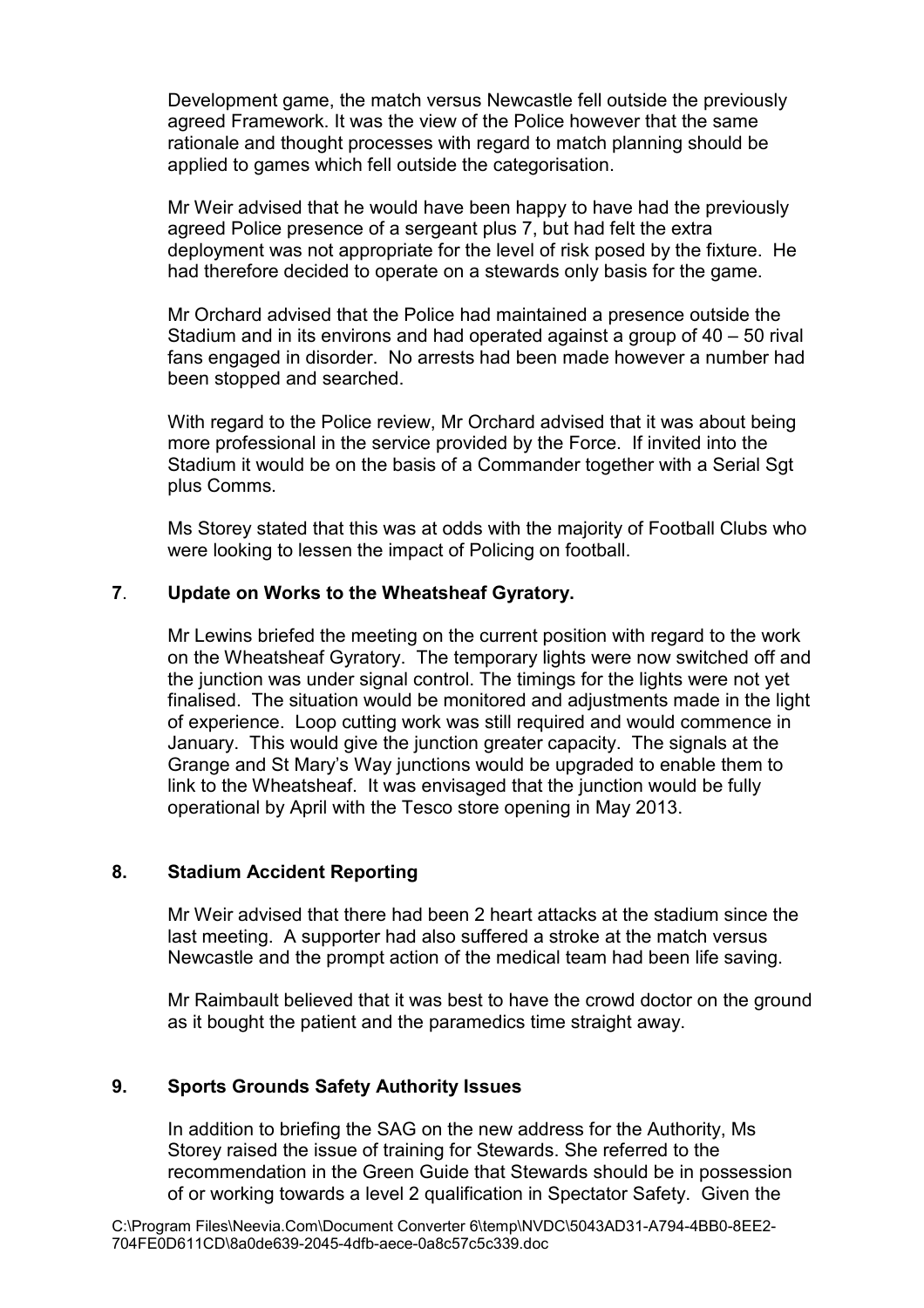Development game, the match versus Newcastle fell outside the previously agreed Framework. It was the view of the Police however that the same rationale and thought processes with regard to match planning should be applied to games which fell outside the categorisation.

Mr Weir advised that he would have been happy to have had the previously agreed Police presence of a sergeant plus 7, but had felt the extra deployment was not appropriate for the level of risk posed by the fixture. He had therefore decided to operate on a stewards only basis for the game.

Mr Orchard advised that the Police had maintained a presence outside the Stadium and in its environs and had operated against a group of 40 – 50 rival fans engaged in disorder. No arrests had been made however a number had been stopped and searched.

With regard to the Police review, Mr Orchard advised that it was about being more professional in the service provided by the Force. If invited into the Stadium it would be on the basis of a Commander together with a Serial Sgt plus Comms.

Ms Storey stated that this was at odds with the majority of Football Clubs who were looking to lessen the impact of Policing on football.

## 7. Update on Works to the Wheatsheaf Gyratory.

Mr Lewins briefed the meeting on the current position with regard to the work on the Wheatsheaf Gyratory. The temporary lights were now switched off and the junction was under signal control. The timings for the lights were not yet finalised. The situation would be monitored and adjustments made in the light of experience. Loop cutting work was still required and would commence in January. This would give the junction greater capacity. The signals at the Grange and St Mary's Way junctions would be upgraded to enable them to link to the Wheatsheaf. It was envisaged that the junction would be fully operational by April with the Tesco store opening in May 2013.

## 8. Stadium Accident Reporting

Mr Weir advised that there had been 2 heart attacks at the stadium since the last meeting. A supporter had also suffered a stroke at the match versus Newcastle and the prompt action of the medical team had been life saving.

Mr Raimbault believed that it was best to have the crowd doctor on the ground as it bought the patient and the paramedics time straight away.

## 9. Sports Grounds Safety Authority Issues

In addition to briefing the SAG on the new address for the Authority, Ms Storey raised the issue of training for Stewards. She referred to the recommendation in the Green Guide that Stewards should be in possession of or working towards a level 2 qualification in Spectator Safety. Given the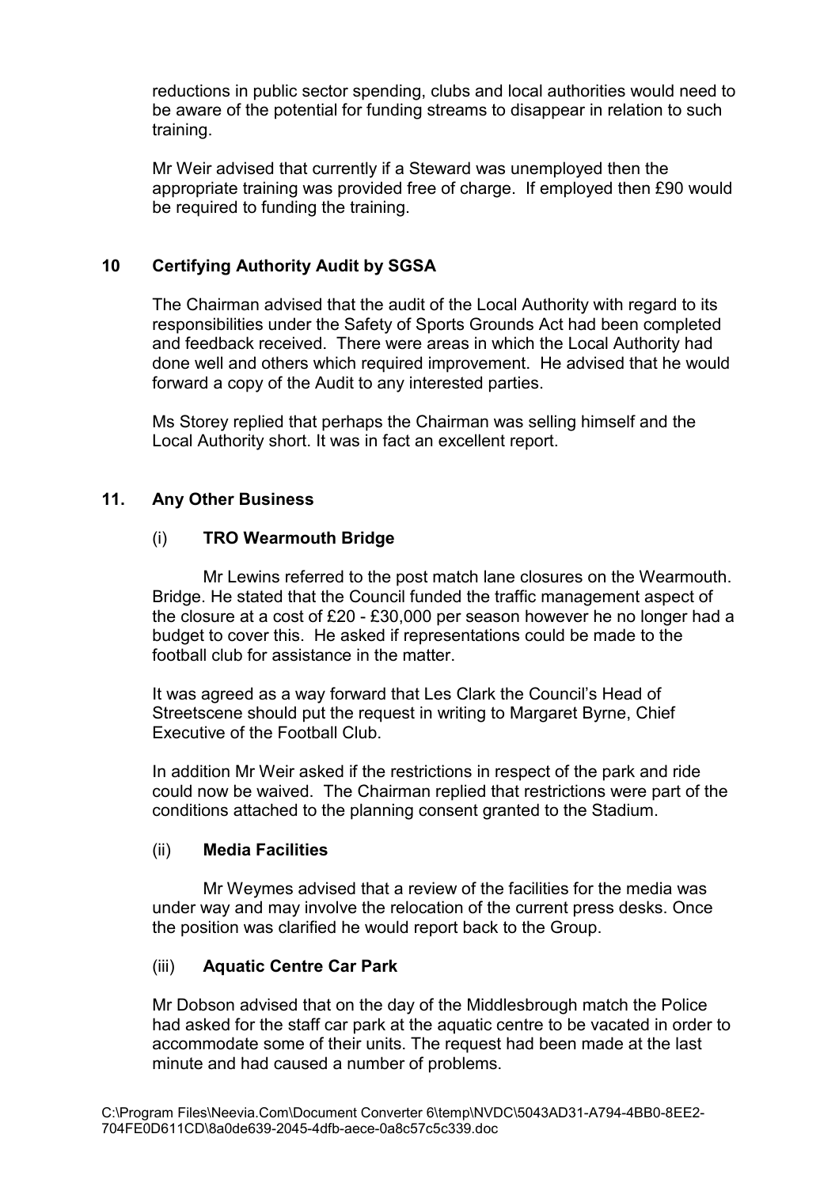reductions in public sector spending, clubs and local authorities would need to be aware of the potential for funding streams to disappear in relation to such training.

Mr Weir advised that currently if a Steward was unemployed then the appropriate training was provided free of charge. If employed then £90 would be required to funding the training.

## 10 Certifying Authority Audit by SGSA

The Chairman advised that the audit of the Local Authority with regard to its responsibilities under the Safety of Sports Grounds Act had been completed and feedback received. There were areas in which the Local Authority had done well and others which required improvement. He advised that he would forward a copy of the Audit to any interested parties.

Ms Storey replied that perhaps the Chairman was selling himself and the Local Authority short. It was in fact an excellent report.

## 11. Any Other Business

### (i) TRO Wearmouth Bridge

Mr Lewins referred to the post match lane closures on the Wearmouth. Bridge. He stated that the Council funded the traffic management aspect of the closure at a cost of £20 - £30,000 per season however he no longer had a budget to cover this. He asked if representations could be made to the football club for assistance in the matter.

It was agreed as a way forward that Les Clark the Council's Head of Streetscene should put the request in writing to Margaret Byrne, Chief Executive of the Football Club.

In addition Mr Weir asked if the restrictions in respect of the park and ride could now be waived. The Chairman replied that restrictions were part of the conditions attached to the planning consent granted to the Stadium.

### (ii) Media Facilities

Mr Weymes advised that a review of the facilities for the media was under way and may involve the relocation of the current press desks. Once the position was clarified he would report back to the Group.

### (iii) Aquatic Centre Car Park

Mr Dobson advised that on the day of the Middlesbrough match the Police had asked for the staff car park at the aquatic centre to be vacated in order to accommodate some of their units. The request had been made at the last minute and had caused a number of problems.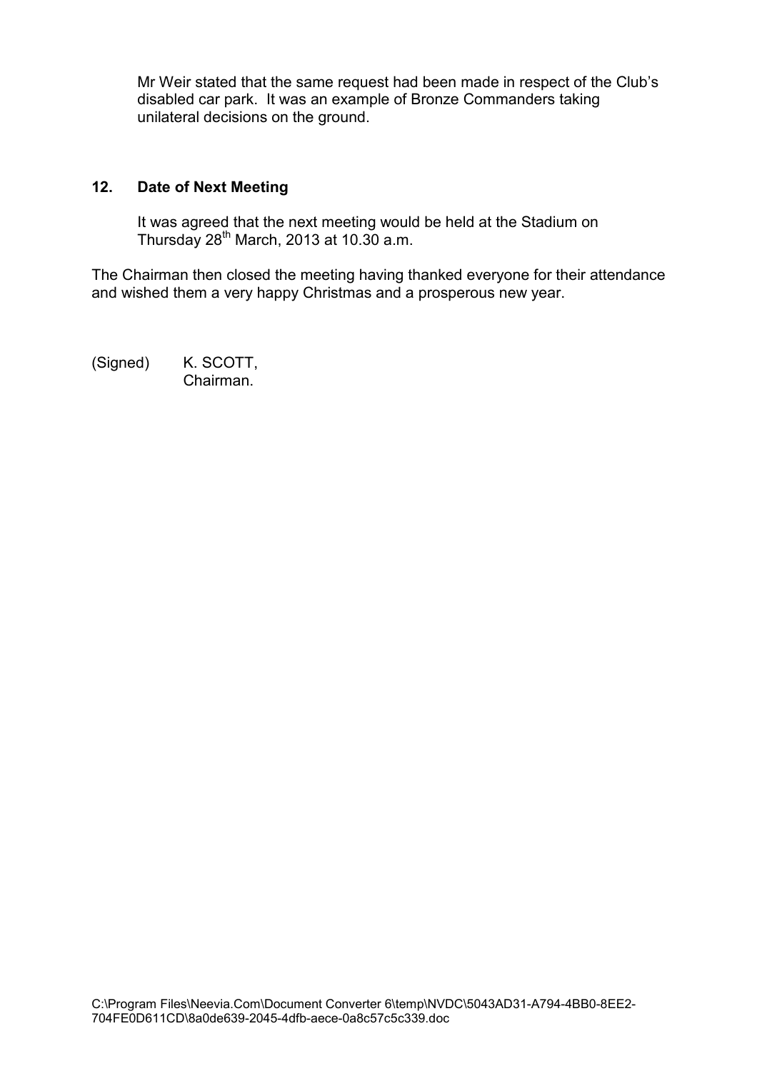Mr Weir stated that the same request had been made in respect of the Club's disabled car park. It was an example of Bronze Commanders taking unilateral decisions on the ground.

## 12. Date of Next Meeting

It was agreed that the next meeting would be held at the Stadium on Thursday 28th March, 2013 at 10.30 a.m.

The Chairman then closed the meeting having thanked everyone for their attendance and wished them a very happy Christmas and a prosperous new year.

(Signed) K. SCOTT,
Chairman.

C:\Program Files\Neevia.Com\Document Converter 6\temp\NVDC\5043AD31-A794-4BB0-8EE2-704FE0D611CD\8a0de639-2045-4dfb-aece-0a8c57c5c339.doc